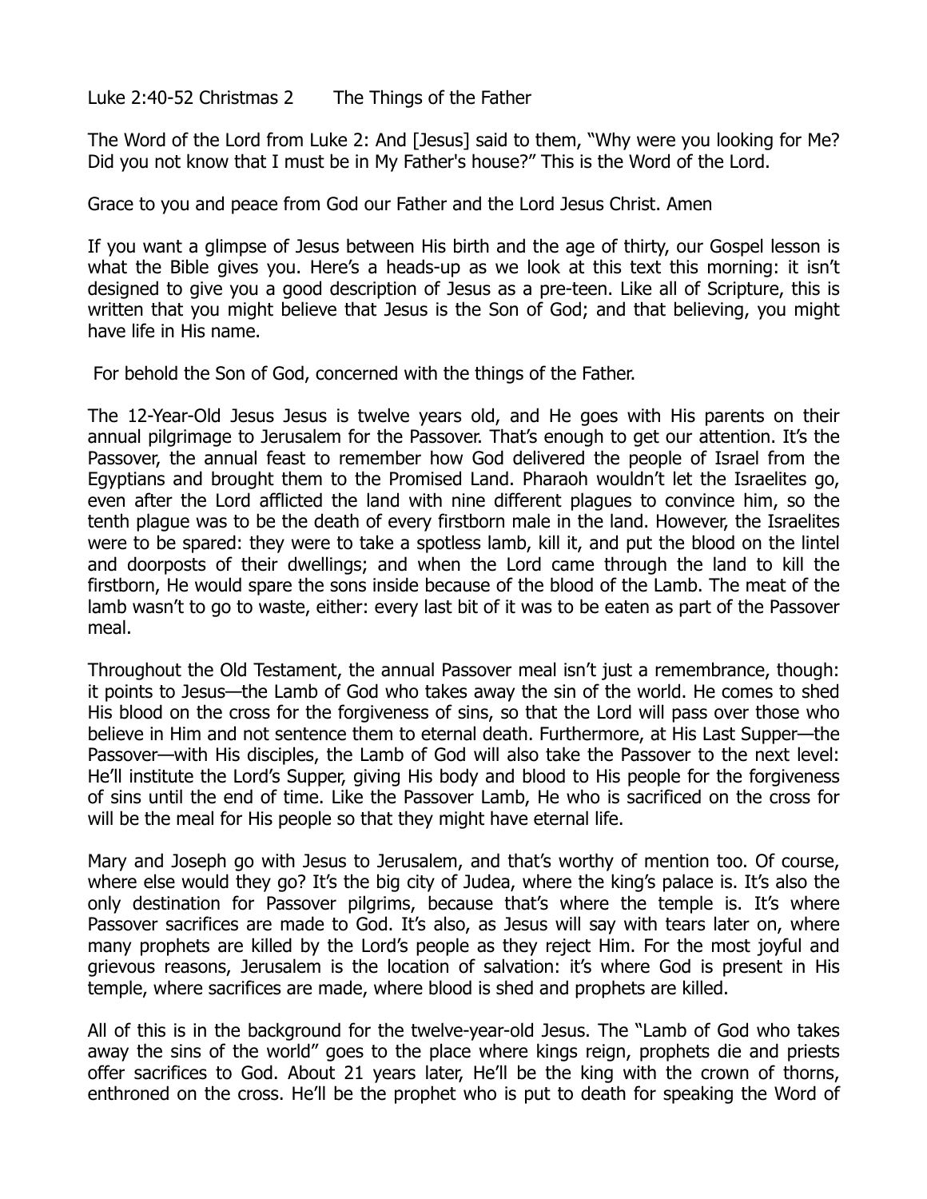Luke 2:40-52 Christmas 2 The Things of the Father

The Word of the Lord from Luke 2: And [Jesus] said to them, "Why were you looking for Me? Did you not know that I must be in My Father's house?" This is the Word of the Lord.

Grace to you and peace from God our Father and the Lord Jesus Christ. Amen

If you want a glimpse of Jesus between His birth and the age of thirty, our Gospel lesson is what the Bible gives you. Here's a heads-up as we look at this text this morning: it isn't designed to give you a good description of Jesus as a pre-teen. Like all of Scripture, this is written that you might believe that Jesus is the Son of God; and that believing, you might have life in His name.

For behold the Son of God, concerned with the things of the Father.

The 12-Year-Old Jesus Jesus is twelve years old, and He goes with His parents on their annual pilgrimage to Jerusalem for the Passover. That's enough to get our attention. It's the Passover, the annual feast to remember how God delivered the people of Israel from the Egyptians and brought them to the Promised Land. Pharaoh wouldn't let the Israelites go, even after the Lord afflicted the land with nine different plagues to convince him, so the tenth plague was to be the death of every firstborn male in the land. However, the Israelites were to be spared: they were to take a spotless lamb, kill it, and put the blood on the lintel and doorposts of their dwellings; and when the Lord came through the land to kill the firstborn, He would spare the sons inside because of the blood of the Lamb. The meat of the lamb wasn't to go to waste, either: every last bit of it was to be eaten as part of the Passover meal.

Throughout the Old Testament, the annual Passover meal isn't just a remembrance, though: it points to Jesus—the Lamb of God who takes away the sin of the world. He comes to shed His blood on the cross for the forgiveness of sins, so that the Lord will pass over those who believe in Him and not sentence them to eternal death. Furthermore, at His Last Supper—the Passover—with His disciples, the Lamb of God will also take the Passover to the next level: He'll institute the Lord's Supper, giving His body and blood to His people for the forgiveness of sins until the end of time. Like the Passover Lamb, He who is sacrificed on the cross for will be the meal for His people so that they might have eternal life.

Mary and Joseph go with Jesus to Jerusalem, and that's worthy of mention too. Of course, where else would they go? It's the big city of Judea, where the king's palace is. It's also the only destination for Passover pilgrims, because that's where the temple is. It's where Passover sacrifices are made to God. It's also, as Jesus will say with tears later on, where many prophets are killed by the Lord's people as they reject Him. For the most joyful and grievous reasons, Jerusalem is the location of salvation: it's where God is present in His temple, where sacrifices are made, where blood is shed and prophets are killed.

All of this is in the background for the twelve-year-old Jesus. The "Lamb of God who takes away the sins of the world" goes to the place where kings reign, prophets die and priests offer sacrifices to God. About 21 years later, He'll be the king with the crown of thorns, enthroned on the cross. He'll be the prophet who is put to death for speaking the Word of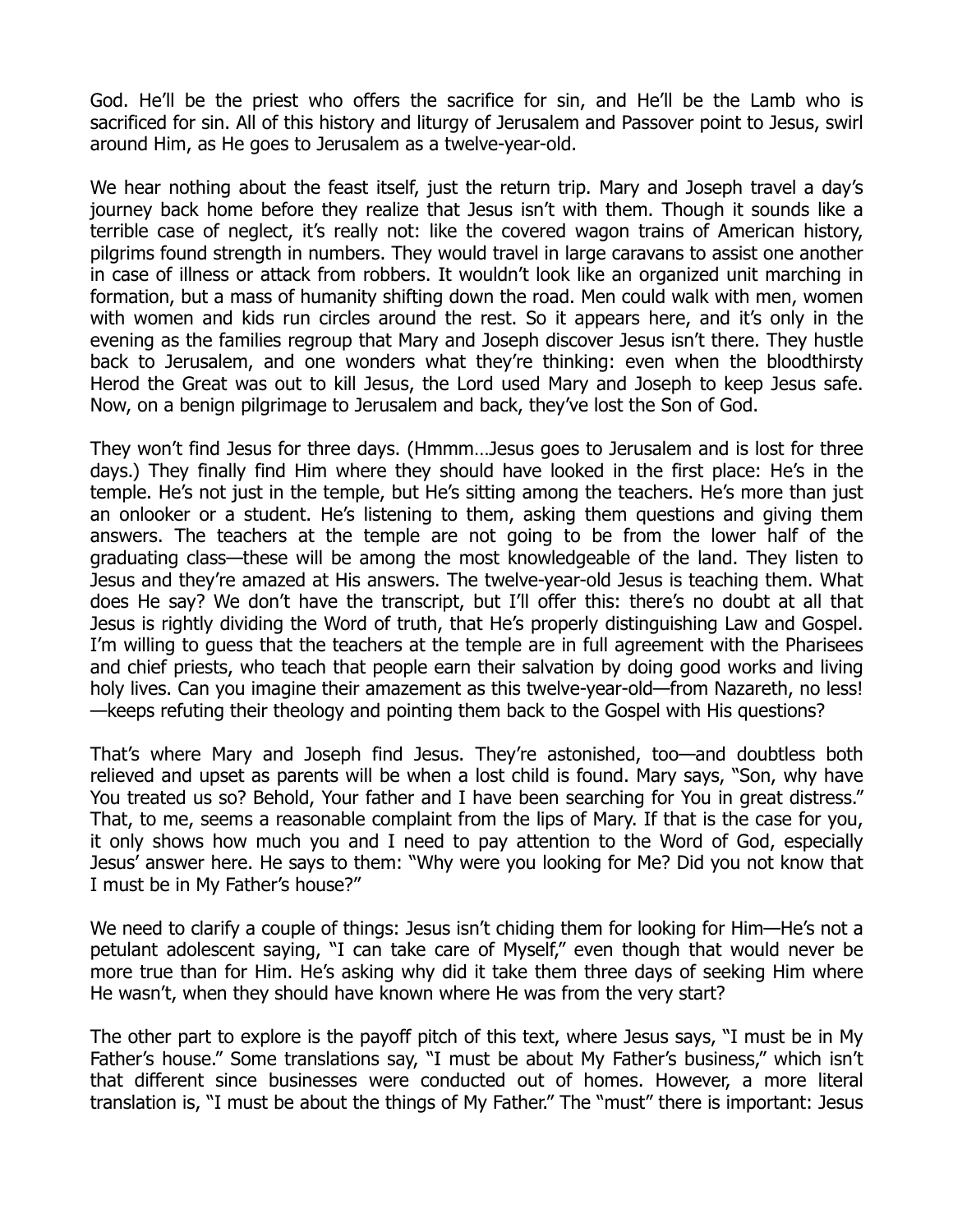God. He'll be the priest who offers the sacrifice for sin, and He'll be the Lamb who is sacrificed for sin. All of this history and liturgy of Jerusalem and Passover point to Jesus, swirl around Him, as He goes to Jerusalem as a twelve-year-old.

We hear nothing about the feast itself, just the return trip. Mary and Joseph travel a day's journey back home before they realize that Jesus isn't with them. Though it sounds like a terrible case of neglect, it's really not: like the covered wagon trains of American history, pilgrims found strength in numbers. They would travel in large caravans to assist one another in case of illness or attack from robbers. It wouldn't look like an organized unit marching in formation, but a mass of humanity shifting down the road. Men could walk with men, women with women and kids run circles around the rest. So it appears here, and it's only in the evening as the families regroup that Mary and Joseph discover Jesus isn't there. They hustle back to Jerusalem, and one wonders what they're thinking: even when the bloodthirsty Herod the Great was out to kill Jesus, the Lord used Mary and Joseph to keep Jesus safe. Now, on a benign pilgrimage to Jerusalem and back, they've lost the Son of God.

They won't find Jesus for three days. (Hmmm…Jesus goes to Jerusalem and is lost for three days.) They finally find Him where they should have looked in the first place: He's in the temple. He's not just in the temple, but He's sitting among the teachers. He's more than just an onlooker or a student. He's listening to them, asking them questions and giving them answers. The teachers at the temple are not going to be from the lower half of the graduating class—these will be among the most knowledgeable of the land. They listen to Jesus and they're amazed at His answers. The twelve-year-old Jesus is teaching them. What does He say? We don't have the transcript, but I'll offer this: there's no doubt at all that Jesus is rightly dividing the Word of truth, that He's properly distinguishing Law and Gospel. I'm willing to guess that the teachers at the temple are in full agreement with the Pharisees and chief priests, who teach that people earn their salvation by doing good works and living holy lives. Can you imagine their amazement as this twelve-year-old—from Nazareth, no less!—keeps refuting their theology and pointing them back to the Gospel with His questions?

That's where Mary and Joseph find Jesus. They're astonished, too—and doubtless both relieved and upset as parents will be when a lost child is found. Mary says, "Son, why have You treated us so? Behold, Your father and I have been searching for You in great distress." That, to me, seems a reasonable complaint from the lips of Mary. If that is the case for you, it only shows how much you and I need to pay attention to the Word of God, especially Jesus' answer here. He says to them: "Why were you looking for Me? Did you not know that I must be in My Father's house?"

We need to clarify a couple of things: Jesus isn't chiding them for looking for Him—He's not a petulant adolescent saying, "I can take care of Myself," even though that would never be more true than for Him. He's asking why did it take them three days of seeking Him where He wasn't, when they should have known where He was from the very start?

The other part to explore is the payoff pitch of this text, where Jesus says, "I must be in My Father's house." Some translations say, "I must be about My Father's business," which isn't that different since businesses were conducted out of homes. However, a more literal translation is, "I must be about the things of My Father." The "must" there is important: Jesus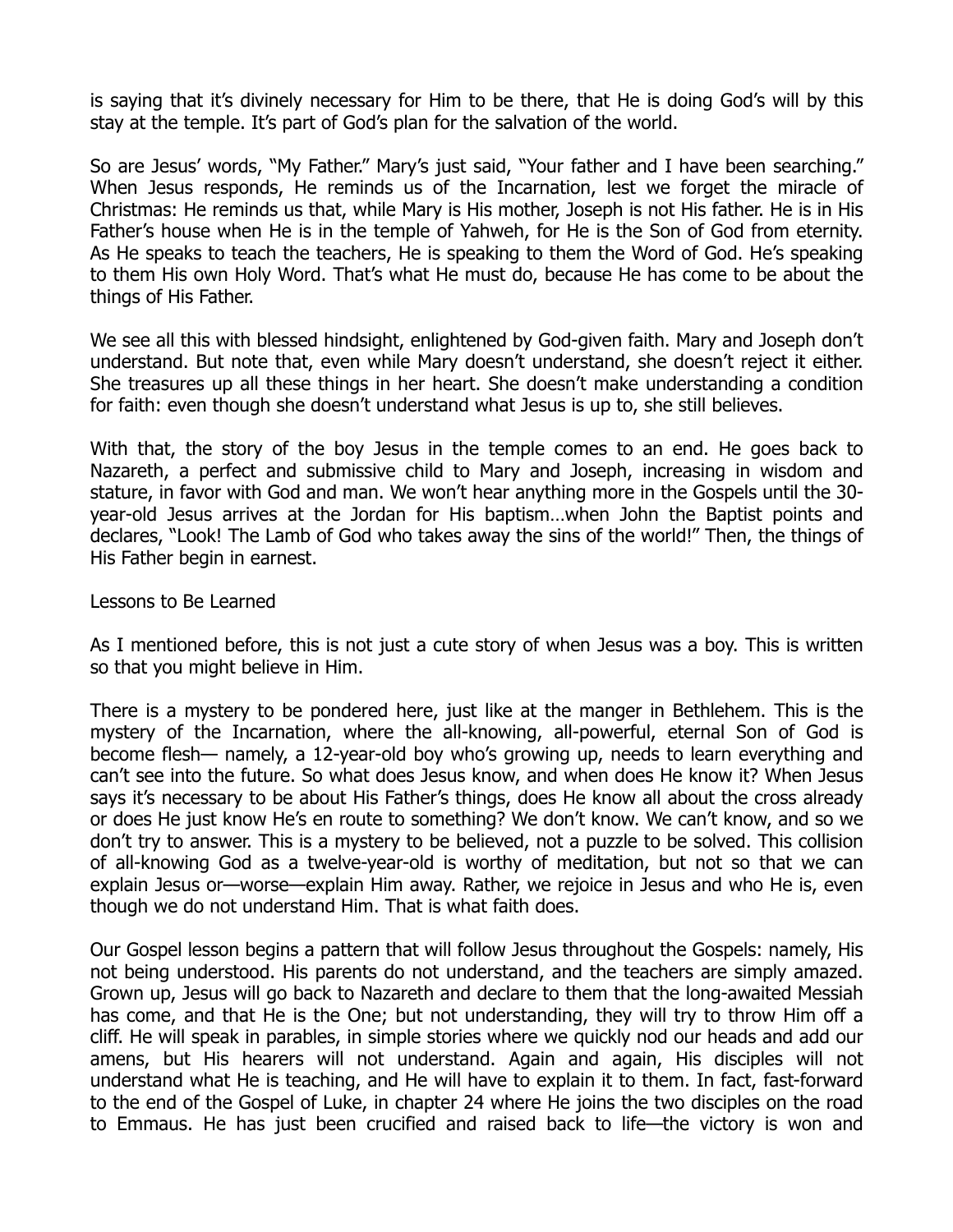is saying that it's divinely necessary for Him to be there, that He is doing God's will by this stay at the temple. It's part of God's plan for the salvation of the world.

So are Jesus' words, "My Father." Mary's just said, "Your father and I have been searching." When Jesus responds, He reminds us of the Incarnation, lest we forget the miracle of Christmas: He reminds us that, while Mary is His mother, Joseph is not His father. He is in His Father's house when He is in the temple of Yahweh, for He is the Son of God from eternity. As He speaks to teach the teachers, He is speaking to them the Word of God. He's speaking to them His own Holy Word. That's what He must do, because He has come to be about the things of His Father.

We see all this with blessed hindsight, enlightened by God-given faith. Mary and Joseph don't understand. But note that, even while Mary doesn't understand, she doesn't reject it either. She treasures up all these things in her heart. She doesn't make understanding a condition for faith: even though she doesn't understand what Jesus is up to, she still believes.

With that, the story of the boy Jesus in the temple comes to an end. He goes back to Nazareth, a perfect and submissive child to Mary and Joseph, increasing in wisdom and stature, in favor with God and man. We won't hear anything more in the Gospels until the 30-year-old Jesus arrives at the Jordan for His baptism…when John the Baptist points and declares, "Look! The Lamb of God who takes away the sins of the world!" Then, the things of His Father begin in earnest.

## Lessons to Be Learned

As I mentioned before, this is not just a cute story of when Jesus was a boy. This is written so that you might believe in Him.

There is a mystery to be pondered here, just like at the manger in Bethlehem. This is the mystery of the Incarnation, where the all-knowing, all-powerful, eternal Son of God is become flesh— namely, a 12-year-old boy who's growing up, needs to learn everything and can't see into the future. So what does Jesus know, and when does He know it? When Jesus says it's necessary to be about His Father's things, does He know all about the cross already or does He just know He's en route to something? We don't know. We can't know, and so we don't try to answer. This is a mystery to be believed, not a puzzle to be solved. This collision of all-knowing God as a twelve-year-old is worthy of meditation, but not so that we can explain Jesus or—worse—explain Him away. Rather, we rejoice in Jesus and who He is, even though we do not understand Him. That is what faith does.

Our Gospel lesson begins a pattern that will follow Jesus throughout the Gospels: namely, His not being understood. His parents do not understand, and the teachers are simply amazed. Grown up, Jesus will go back to Nazareth and declare to them that the long-awaited Messiah has come, and that He is the One; but not understanding, they will try to throw Him off a cliff. He will speak in parables, in simple stories where we quickly nod our heads and add our amens, but His hearers will not understand. Again and again, His disciples will not understand what He is teaching, and He will have to explain it to them. In fact, fast-forward to the end of the Gospel of Luke, in chapter 24 where He joins the two disciples on the road to Emmaus. He has just been crucified and raised back to life—the victory is won and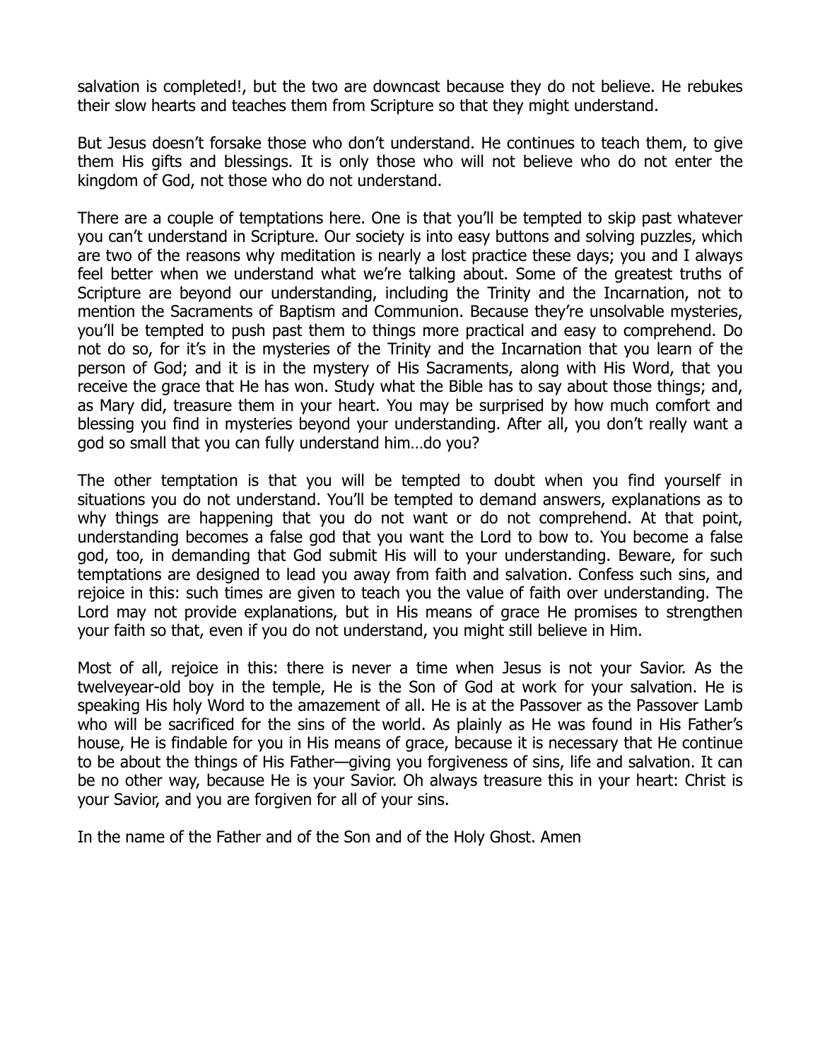salvation is completed!, but the two are downcast because they do not believe. He rebukes their slow hearts and teaches them from Scripture so that they might understand.

But Jesus doesn't forsake those who don't understand. He continues to teach them, to give them His gifts and blessings. It is only those who will not believe who do not enter the kingdom of God, not those who do not understand.

There are a couple of temptations here. One is that you'll be tempted to skip past whatever you can't understand in Scripture. Our society is into easy buttons and solving puzzles, which are two of the reasons why meditation is nearly a lost practice these days; you and I always feel better when we understand what we're talking about. Some of the greatest truths of Scripture are beyond our understanding, including the Trinity and the Incarnation, not to mention the Sacraments of Baptism and Communion. Because they're unsolvable mysteries, you'll be tempted to push past them to things more practical and easy to comprehend. Do not do so, for it's in the mysteries of the Trinity and the Incarnation that you learn of the person of God; and it is in the mystery of His Sacraments, along with His Word, that you receive the grace that He has won. Study what the Bible has to say about those things; and, as Mary did, treasure them in your heart. You may be surprised by how much comfort and blessing you find in mysteries beyond your understanding. After all, you don't really want a god so small that you can fully understand him…do you?

The other temptation is that you will be tempted to doubt when you find yourself in situations you do not understand. You'll be tempted to demand answers, explanations as to why things are happening that you do not want or do not comprehend. At that point, understanding becomes a false god that you want the Lord to bow to. You become a false god, too, in demanding that God submit His will to your understanding. Beware, for such temptations are designed to lead you away from faith and salvation. Confess such sins, and rejoice in this: such times are given to teach you the value of faith over understanding. The Lord may not provide explanations, but in His means of grace He promises to strengthen your faith so that, even if you do not understand, you might still believe in Him.

Most of all, rejoice in this: there is never a time when Jesus is not your Savior. As the twelveyear-old boy in the temple, He is the Son of God at work for your salvation. He is speaking His holy Word to the amazement of all. He is at the Passover as the Passover Lamb who will be sacrificed for the sins of the world. As plainly as He was found in His Father's house, He is findable for you in His means of grace, because it is necessary that He continue to be about the things of His Father—giving you forgiveness of sins, life and salvation. It can be no other way, because He is your Savior. Oh always treasure this in your heart: Christ is your Savior, and you are forgiven for all of your sins.

In the name of the Father and of the Son and of the Holy Ghost. Amen